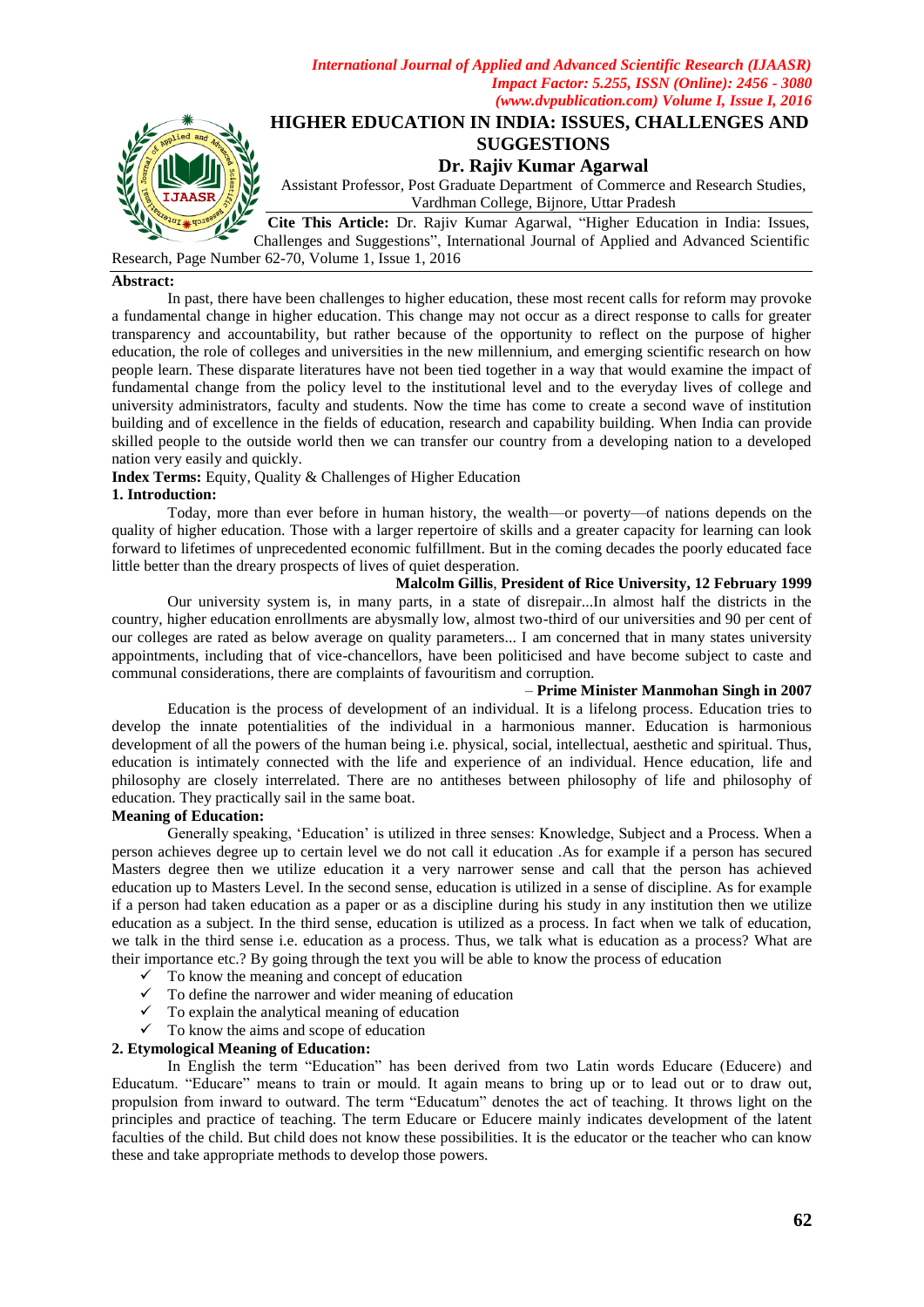# HIGHER EDUCATION IN INDIA: ISSUES, CHALLENGES AND SUGGESTIONS

**Dr. Rajiv Kumar Agarwal**

Assistant Professor, Post Graduate Department of Commerce and Research Studies, Vardhman College, Bijnore, Uttar Pradesh

**Cite This Article:** Dr. Rajiv Kumar Agarwal, "Higher Education in India: Issues, Challenges and Suggestions", International Journal of Applied and Advanced Scientific Research, Page Number 62-70, Volume 1, Issue 1, 2016

**Abstract:**

In past, there have been challenges to higher education, these most recent calls for reform may provoke a fundamental change in higher education. This change may not occur as a direct response to calls for greater transparency and accountability, but rather because of the opportunity to reflect on the purpose of higher education, the role of colleges and universities in the new millennium, and emerging scientific research on how people learn. These disparate literatures have not been tied together in a way that would examine the impact of fundamental change from the policy level to the institutional level and to the everyday lives of college and university administrators, faculty and students. Now the time has come to create a second wave of institution building and of excellence in the fields of education, research and capability building. When India can provide skilled people to the outside world then we can transfer our country from a developing nation to a developed nation very easily and quickly.

**Index Terms:** Equity, Quality & Challenges of Higher Education

## 1. Introduction:

Today, more than ever before in human history, the wealth—or poverty—of nations depends on the quality of higher education. Those with a larger repertoire of skills and a greater capacity for learning can look forward to lifetimes of unprecedented economic fulfillment. But in the coming decades the poorly educated face little better than the dreary prospects of lives of quiet desperation.

**Malcolm Gillis**, **President of Rice University, 12 February 1999**

Our university system is, in many parts, in a state of disrepair...In almost half the districts in the country, higher education enrollments are abysmally low, almost two-third of our universities and 90 per cent of our colleges are rated as below average on quality parameters... I am concerned that in many states university appointments, including that of vice-chancellors, have been politicised and have become subject to caste and communal considerations, there are complaints of favouritism and corruption.

– **Prime Minister Manmohan Singh in 2007**

Education is the process of development of an individual. It is a lifelong process. Education tries to develop the innate potentialities of the individual in a harmonious manner. Education is harmonious development of all the powers of the human being i.e. physical, social, intellectual, aesthetic and spiritual. Thus, education is intimately connected with the life and experience of an individual. Hence education, life and philosophy are closely interrelated. There are no antitheses between philosophy of life and philosophy of education. They practically sail in the same boat.

**Meaning of Education:**

Generally speaking, 'Education' is utilized in three senses: Knowledge, Subject and a Process. When a person achieves degree up to certain level we do not call it education .As for example if a person has secured Masters degree then we utilize education it a very narrower sense and call that the person has achieved education up to Masters Level. In the second sense, education is utilized in a sense of discipline. As for example if a person had taken education as a paper or as a discipline during his study in any institution then we utilize education as a subject. In the third sense, education is utilized as a process. In fact when we talk of education, we talk in the third sense i.e. education as a process. Thus, we talk what is education as a process? What are their importance etc.? By going through the text you will be able to know the process of education

- ✓ To know the meaning and concept of education
- ✓ To define the narrower and wider meaning of education
- ✓ To explain the analytical meaning of education
- ✓ To know the aims and scope of education

## 2. Etymological Meaning of Education:

In English the term "Education" has been derived from two Latin words Educare (Educere) and Educatum. "Educare" means to train or mould. It again means to bring up or to lead out or to draw out, propulsion from inward to outward. The term "Educatum" denotes the act of teaching. It throws light on the principles and practice of teaching. The term Educare or Educere mainly indicates development of the latent faculties of the child. But child does not know these possibilities. It is the educator or the teacher who can know these and take appropriate methods to develop those powers.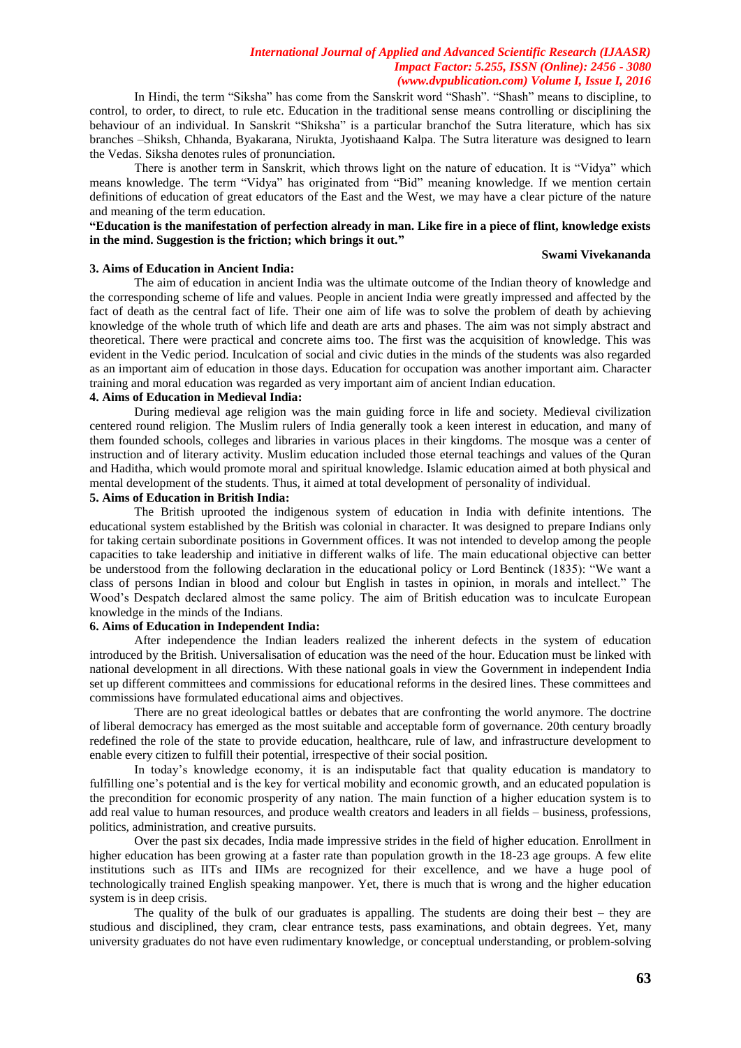In Hindi, the term "Siksha" has come from the Sanskrit word "Shash". "Shash" means to discipline, to control, to order, to direct, to rule etc. Education in the traditional sense means controlling or disciplining the behaviour of an individual. In Sanskrit "Shiksha" is a particular branchof the Sutra literature, which has six branches –Shiksh, Chhanda, Byakarana, Nirukta, Jyotishaand Kalpa. The Sutra literature was designed to learn the Vedas. Siksha denotes rules of pronunciation.

There is another term in Sanskrit, which throws light on the nature of education. It is "Vidya" which means knowledge. The term "Vidya" has originated from "Bid" meaning knowledge. If we mention certain definitions of education of great educators of the East and the West, we may have a clear picture of the nature and meaning of the term education.

**"Education is the manifestation of perfection already in man. Like fire in a piece of flint, knowledge exists in the mind. Suggestion is the friction; which brings it out."**

**Swami Vivekananda**

### 3. Aims of Education in Ancient India:

The aim of education in ancient India was the ultimate outcome of the Indian theory of knowledge and the corresponding scheme of life and values. People in ancient India were greatly impressed and affected by the fact of death as the central fact of life. Their one aim of life was to solve the problem of death by achieving knowledge of the whole truth of which life and death are arts and phases. The aim was not simply abstract and theoretical. There were practical and concrete aims too. The first was the acquisition of knowledge. This was evident in the Vedic period. Inculcation of social and civic duties in the minds of the students was also regarded as an important aim of education in those days. Education for occupation was another important aim. Character training and moral education was regarded as very important aim of ancient Indian education.

### 4. Aims of Education in Medieval India:

During medieval age religion was the main guiding force in life and society. Medieval civilization centered round religion. The Muslim rulers of India generally took a keen interest in education, and many of them founded schools, colleges and libraries in various places in their kingdoms. The mosque was a center of instruction and of literary activity. Muslim education included those eternal teachings and values of the Quran and Haditha, which would promote moral and spiritual knowledge. Islamic education aimed at both physical and mental development of the students. Thus, it aimed at total development of personality of individual.

### 5. Aims of Education in British India:

The British uprooted the indigenous system of education in India with definite intentions. The educational system established by the British was colonial in character. It was designed to prepare Indians only for taking certain subordinate positions in Government offices. It was not intended to develop among the people capacities to take leadership and initiative in different walks of life. The main educational objective can better be understood from the following declaration in the educational policy or Lord Bentinck (1835): "We want a class of persons Indian in blood and colour but English in tastes in opinion, in morals and intellect." The Wood's Despatch declared almost the same policy. The aim of British education was to inculcate European knowledge in the minds of the Indians.

### 6. Aims of Education in Independent India:

After independence the Indian leaders realized the inherent defects in the system of education introduced by the British. Universalisation of education was the need of the hour. Education must be linked with national development in all directions. With these national goals in view the Government in independent India set up different committees and commissions for educational reforms in the desired lines. These committees and commissions have formulated educational aims and objectives.

There are no great ideological battles or debates that are confronting the world anymore. The doctrine of liberal democracy has emerged as the most suitable and acceptable form of governance. 20th century broadly redefined the role of the state to provide education, healthcare, rule of law, and infrastructure development to enable every citizen to fulfill their potential, irrespective of their social position.

In today's knowledge economy, it is an indisputable fact that quality education is mandatory to fulfilling one's potential and is the key for vertical mobility and economic growth, and an educated population is the precondition for economic prosperity of any nation. The main function of a higher education system is to add real value to human resources, and produce wealth creators and leaders in all fields – business, professions, politics, administration, and creative pursuits.

Over the past six decades, India made impressive strides in the field of higher education. Enrollment in higher education has been growing at a faster rate than population growth in the 18-23 age groups. A few elite institutions such as IITs and IIMs are recognized for their excellence, and we have a huge pool of technologically trained English speaking manpower. Yet, there is much that is wrong and the higher education system is in deep crisis.

The quality of the bulk of our graduates is appalling. The students are doing their best – they are studious and disciplined, they cram, clear entrance tests, pass examinations, and obtain degrees. Yet, many university graduates do not have even rudimentary knowledge, or conceptual understanding, or problem-solving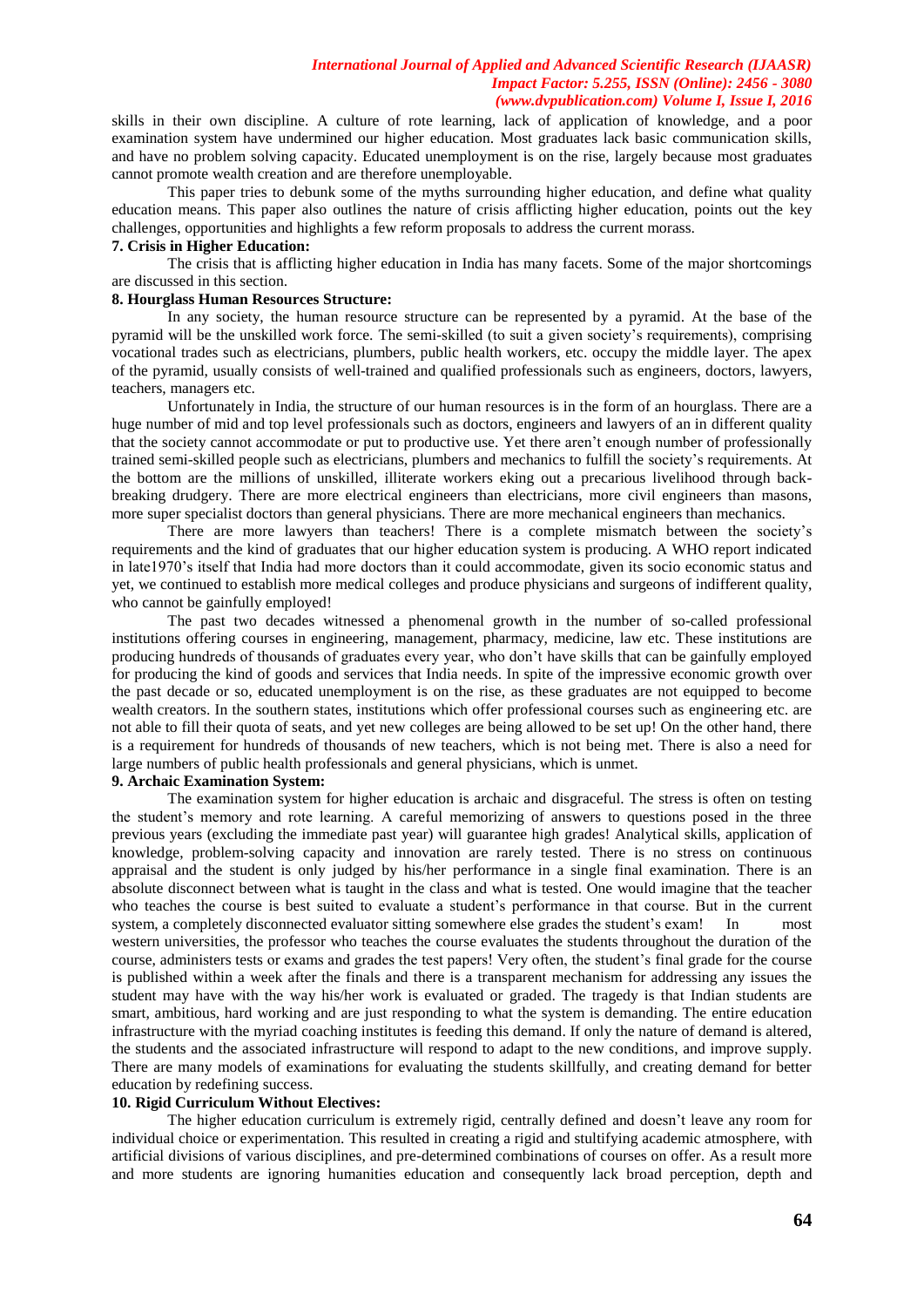skills in their own discipline. A culture of rote learning, lack of application of knowledge, and a poor examination system have undermined our higher education. Most graduates lack basic communication skills, and have no problem solving capacity. Educated unemployment is on the rise, largely because most graduates cannot promote wealth creation and are therefore unemployable.

This paper tries to debunk some of the myths surrounding higher education, and define what quality education means. This paper also outlines the nature of crisis afflicting higher education, points out the key challenges, opportunities and highlights a few reform proposals to address the current morass.

### 7. Crisis in Higher Education:

The crisis that is afflicting higher education in India has many facets. Some of the major shortcomings are discussed in this section.

### 8. Hourglass Human Resources Structure:

In any society, the human resource structure can be represented by a pyramid. At the base of the pyramid will be the unskilled work force. The semi-skilled (to suit a given society's requirements), comprising vocational trades such as electricians, plumbers, public health workers, etc. occupy the middle layer. The apex of the pyramid, usually consists of well-trained and qualified professionals such as engineers, doctors, lawyers, teachers, managers etc.

Unfortunately in India, the structure of our human resources is in the form of an hourglass. There are a huge number of mid and top level professionals such as doctors, engineers and lawyers of an in different quality that the society cannot accommodate or put to productive use. Yet there aren't enough number of professionally trained semi-skilled people such as electricians, plumbers and mechanics to fulfill the society's requirements. At the bottom are the millions of unskilled, illiterate workers eking out a precarious livelihood through back-breaking drudgery. There are more electrical engineers than electricians, more civil engineers than masons, more super specialist doctors than general physicians. There are more mechanical engineers than mechanics.

There are more lawyers than teachers! There is a complete mismatch between the society's requirements and the kind of graduates that our higher education system is producing. A WHO report indicated in late1970's itself that India had more doctors than it could accommodate, given its socio economic status and yet, we continued to establish more medical colleges and produce physicians and surgeons of indifferent quality, who cannot be gainfully employed!

The past two decades witnessed a phenomenal growth in the number of so-called professional institutions offering courses in engineering, management, pharmacy, medicine, law etc. These institutions are producing hundreds of thousands of graduates every year, who don't have skills that can be gainfully employed for producing the kind of goods and services that India needs. In spite of the impressive economic growth over the past decade or so, educated unemployment is on the rise, as these graduates are not equipped to become wealth creators. In the southern states, institutions which offer professional courses such as engineering etc. are not able to fill their quota of seats, and yet new colleges are being allowed to be set up! On the other hand, there is a requirement for hundreds of thousands of new teachers, which is not being met. There is also a need for large numbers of public health professionals and general physicians, which is unmet.

### 9. Archaic Examination System:

The examination system for higher education is archaic and disgraceful. The stress is often on testing the student's memory and rote learning. A careful memorizing of answers to questions posed in the three previous years (excluding the immediate past year) will guarantee high grades! Analytical skills, application of knowledge, problem-solving capacity and innovation are rarely tested. There is no stress on continuous appraisal and the student is only judged by his/her performance in a single final examination. There is an absolute disconnect between what is taught in the class and what is tested. One would imagine that the teacher who teaches the course is best suited to evaluate a student's performance in that course. But in the current system, a completely disconnected evaluator sitting somewhere else grades the student's exam! In most western universities, the professor who teaches the course evaluates the students throughout the duration of the course, administers tests or exams and grades the test papers! Very often, the student's final grade for the course is published within a week after the finals and there is a transparent mechanism for addressing any issues the student may have with the way his/her work is evaluated or graded. The tragedy is that Indian students are smart, ambitious, hard working and are just responding to what the system is demanding. The entire education infrastructure with the myriad coaching institutes is feeding this demand. If only the nature of demand is altered, the students and the associated infrastructure will respond to adapt to the new conditions, and improve supply. There are many models of examinations for evaluating the students skillfully, and creating demand for better education by redefining success.

### 10. Rigid Curriculum Without Electives:

The higher education curriculum is extremely rigid, centrally defined and doesn't leave any room for individual choice or experimentation. This resulted in creating a rigid and stultifying academic atmosphere, with artificial divisions of various disciplines, and pre-determined combinations of courses on offer. As a result more and more students are ignoring humanities education and consequently lack broad perception, depth and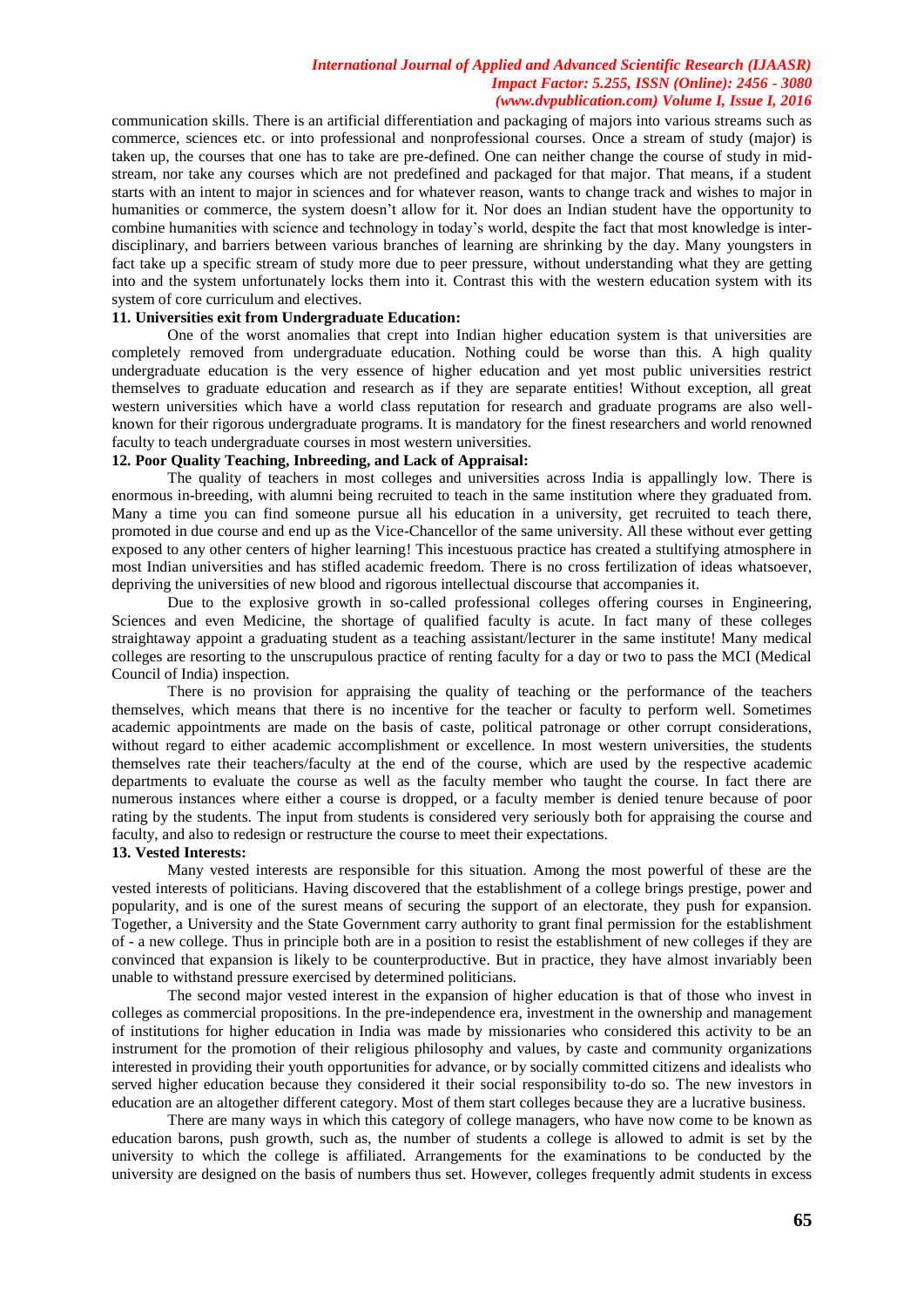communication skills. There is an artificial differentiation and packaging of majors into various streams such as commerce, sciences etc. or into professional and nonprofessional courses. Once a stream of study (major) is taken up, the courses that one has to take are pre-defined. One can neither change the course of study in mid-stream, nor take any courses which are not predefined and packaged for that major. That means, if a student starts with an intent to major in sciences and for whatever reason, wants to change track and wishes to major in humanities or commerce, the system doesn't allow for it. Nor does an Indian student have the opportunity to combine humanities with science and technology in today's world, despite the fact that most knowledge is inter-disciplinary, and barriers between various branches of learning are shrinking by the day. Many youngsters in fact take up a specific stream of study more due to peer pressure, without understanding what they are getting into and the system unfortunately locks them into it. Contrast this with the western education system with its system of core curriculum and electives.

**11. Universities exit from Undergraduate Education:**

One of the worst anomalies that crept into Indian higher education system is that universities are completely removed from undergraduate education. Nothing could be worse than this. A high quality undergraduate education is the very essence of higher education and yet most public universities restrict themselves to graduate education and research as if they are separate entities! Without exception, all great western universities which have a world class reputation for research and graduate programs are also well-known for their rigorous undergraduate programs. It is mandatory for the finest researchers and world renowned faculty to teach undergraduate courses in most western universities.

**12. Poor Quality Teaching, Inbreeding, and Lack of Appraisal:**

The quality of teachers in most colleges and universities across India is appallingly low. There is enormous in-breeding, with alumni being recruited to teach in the same institution where they graduated from. Many a time you can find someone pursue all his education in a university, get recruited to teach there, promoted in due course and end up as the Vice-Chancellor of the same university. All these without ever getting exposed to any other centers of higher learning! This incestuous practice has created a stultifying atmosphere in most Indian universities and has stifled academic freedom. There is no cross fertilization of ideas whatsoever, depriving the universities of new blood and rigorous intellectual discourse that accompanies it.

Due to the explosive growth in so-called professional colleges offering courses in Engineering, Sciences and even Medicine, the shortage of qualified faculty is acute. In fact many of these colleges straightaway appoint a graduating student as a teaching assistant/lecturer in the same institute! Many medical colleges are resorting to the unscrupulous practice of renting faculty for a day or two to pass the MCI (Medical Council of India) inspection.

There is no provision for appraising the quality of teaching or the performance of the teachers themselves, which means that there is no incentive for the teacher or faculty to perform well. Sometimes academic appointments are made on the basis of caste, political patronage or other corrupt considerations, without regard to either academic accomplishment or excellence. In most western universities, the students themselves rate their teachers/faculty at the end of the course, which are used by the respective academic departments to evaluate the course as well as the faculty member who taught the course. In fact there are numerous instances where either a course is dropped, or a faculty member is denied tenure because of poor rating by the students. The input from students is considered very seriously both for appraising the course and faculty, and also to redesign or restructure the course to meet their expectations.

**13. Vested Interests:**

Many vested interests are responsible for this situation. Among the most powerful of these are the vested interests of politicians. Having discovered that the establishment of a college brings prestige, power and popularity, and is one of the surest means of securing the support of an electorate, they push for expansion. Together, a University and the State Government carry authority to grant final permission for the establishment of - a new college. Thus in principle both are in a position to resist the establishment of new colleges if they are convinced that expansion is likely to be counterproductive. But in practice, they have almost invariably been unable to withstand pressure exercised by determined politicians.

The second major vested interest in the expansion of higher education is that of those who invest in colleges as commercial propositions. In the pre-independence era, investment in the ownership and management of institutions for higher education in India was made by missionaries who considered this activity to be an instrument for the promotion of their religious philosophy and values, by caste and community organizations interested in providing their youth opportunities for advance, or by socially committed citizens and idealists who served higher education because they considered it their social responsibility to-do so. The new investors in education are an altogether different category. Most of them start colleges because they are a lucrative business.

There are many ways in which this category of college managers, who have now come to be known as education barons, push growth, such as, the number of students a college is allowed to admit is set by the university to which the college is affiliated. Arrangements for the examinations to be conducted by the university are designed on the basis of numbers thus set. However, colleges frequently admit students in excess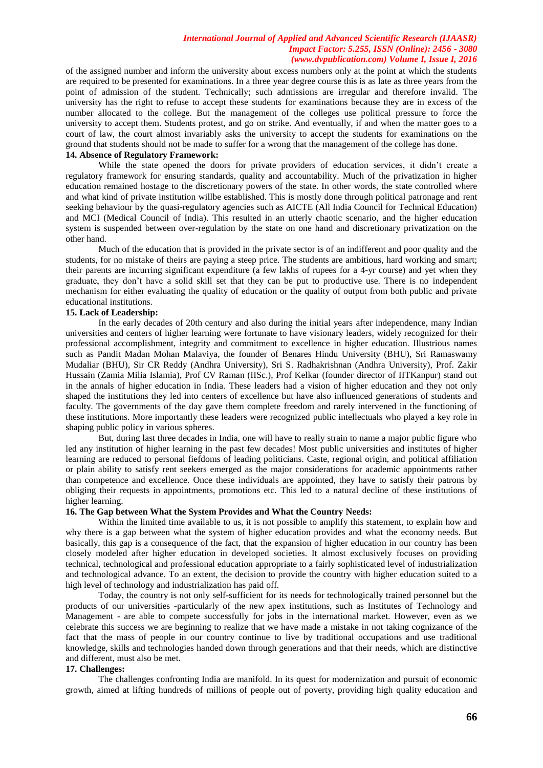of the assigned number and inform the university about excess numbers only at the point at which the students are required to be presented for examinations. In a three year degree course this is as late as three years from the point of admission of the student. Technically; such admissions are irregular and therefore invalid. The university has the right to refuse to accept these students for examinations because they are in excess of the number allocated to the college. But the management of the colleges use political pressure to force the university to accept them. Students protest, and go on strike. And eventually, if and when the matter goes to a court of law, the court almost invariably asks the university to accept the students for examinations on the ground that students should not be made to suffer for a wrong that the management of the college has done.

**14. Absence of Regulatory Framework:**

While the state opened the doors for private providers of education services, it didn't create a regulatory framework for ensuring standards, quality and accountability. Much of the privatization in higher education remained hostage to the discretionary powers of the state. In other words, the state controlled where and what kind of private institution willbe established. This is mostly done through political patronage and rent seeking behaviour by the quasi-regulatory agencies such as AICTE (All India Council for Technical Education) and MCI (Medical Council of India). This resulted in an utterly chaotic scenario, and the higher education system is suspended between over-regulation by the state on one hand and discretionary privatization on the other hand.

Much of the education that is provided in the private sector is of an indifferent and poor quality and the students, for no mistake of theirs are paying a steep price. The students are ambitious, hard working and smart; their parents are incurring significant expenditure (a few lakhs of rupees for a 4-yr course) and yet when they graduate, they don't have a solid skill set that they can be put to productive use. There is no independent mechanism for either evaluating the quality of education or the quality of output from both public and private educational institutions.

**15. Lack of Leadership:**

In the early decades of 20th century and also during the initial years after independence, many Indian universities and centers of higher learning were fortunate to have visionary leaders, widely recognized for their professional accomplishment, integrity and commitment to excellence in higher education. Illustrious names such as Pandit Madan Mohan Malaviya, the founder of Benares Hindu University (BHU), Sri Ramaswamy Mudaliar (BHU), Sir CR Reddy (Andhra University), Sri S. Radhakrishnan (Andhra University), Prof. Zakir Hussain (Zamia Milia Islamia), Prof CV Raman (IISc.), Prof Kelkar (founder director of IITKanpur) stand out in the annals of higher education in India. These leaders had a vision of higher education and they not only shaped the institutions they led into centers of excellence but have also influenced generations of students and faculty. The governments of the day gave them complete freedom and rarely intervened in the functioning of these institutions. More importantly these leaders were recognized public intellectuals who played a key role in shaping public policy in various spheres.

But, during last three decades in India, one will have to really strain to name a major public figure who led any institution of higher learning in the past few decades! Most public universities and institutes of higher learning are reduced to personal fiefdoms of leading politicians. Caste, regional origin, and political affiliation or plain ability to satisfy rent seekers emerged as the major considerations for academic appointments rather than competence and excellence. Once these individuals are appointed, they have to satisfy their patrons by obliging their requests in appointments, promotions etc. This led to a natural decline of these institutions of higher learning.

**16. The Gap between What the System Provides and What the Country Needs:**

Within the limited time available to us, it is not possible to amplify this statement, to explain how and why there is a gap between what the system of higher education provides and what the economy needs. But basically, this gap is a consequence of the fact, that the expansion of higher education in our country has been closely modeled after higher education in developed societies. It almost exclusively focuses on providing technical, technological and professional education appropriate to a fairly sophisticated level of industrialization and technological advance. To an extent, the decision to provide the country with higher education suited to a high level of technology and industrialization has paid off.

Today, the country is not only self-sufficient for its needs for technologically trained personnel but the products of our universities -particularly of the new apex institutions, such as Institutes of Technology and Management - are able to compete successfully for jobs in the international market. However, even as we celebrate this success we are beginning to realize that we have made a mistake in not taking cognizance of the fact that the mass of people in our country continue to live by traditional occupations and use traditional knowledge, skills and technologies handed down through generations and that their needs, which are distinctive and different, must also be met.

**17. Challenges:**

The challenges confronting India are manifold. In its quest for modernization and pursuit of economic growth, aimed at lifting hundreds of millions of people out of poverty, providing high quality education and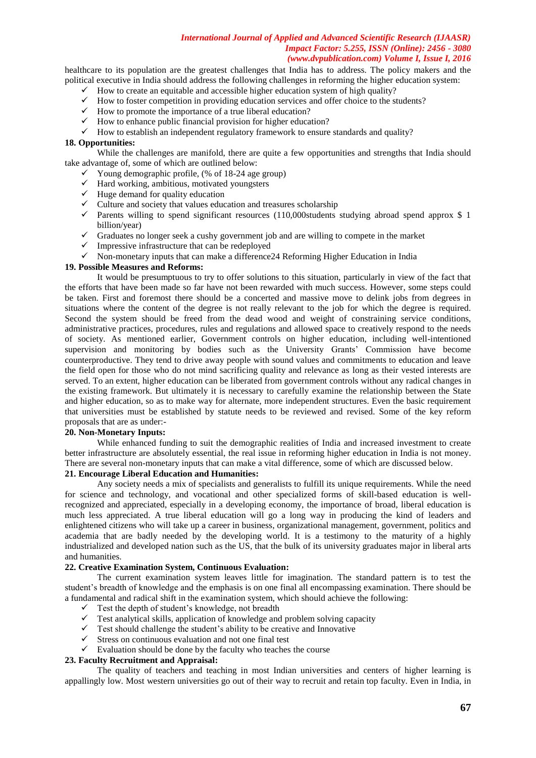healthcare to its population are the greatest challenges that India has to address. The policy makers and the political executive in India should address the following challenges in reforming the higher education system:

- ✓ How to create an equitable and accessible higher education system of high quality?
- ✓ How to foster competition in providing education services and offer choice to the students?
- ✓ How to promote the importance of a true liberal education?
- ✓ How to enhance public financial provision for higher education?
- ✓ How to establish an independent regulatory framework to ensure standards and quality?

**18. Opportunities:**

While the challenges are manifold, there are quite a few opportunities and strengths that India should take advantage of, some of which are outlined below:

- ✓ Young demographic profile, (% of 18-24 age group)
- ✓ Hard working, ambitious, motivated youngsters
- ✓ Huge demand for quality education
- ✓ Culture and society that values education and treasures scholarship
- ✓ Parents willing to spend significant resources (110,000students studying abroad spend approx $ 1 billion/year)
- ✓ Graduates no longer seek a cushy government job and are willing to compete in the market
- ✓ Impressive infrastructure that can be redeployed
- ✓ Non-monetary inputs that can make a difference24 Reforming Higher Education in India

**19. Possible Measures and Reforms:**

It would be presumptuous to try to offer solutions to this situation, particularly in view of the fact that the efforts that have been made so far have not been rewarded with much success. However, some steps could be taken. First and foremost there should be a concerted and massive move to delink jobs from degrees in situations where the content of the degree is not really relevant to the job for which the degree is required. Second the system should be freed from the dead wood and weight of constraining service conditions, administrative practices, procedures, rules and regulations and allowed space to creatively respond to the needs of society. As mentioned earlier, Government controls on higher education, including well-intentioned supervision and monitoring by bodies such as the University Grants' Commission have become counterproductive. They tend to drive away people with sound values and commitments to education and leave the field open for those who do not mind sacrificing quality and relevance as long as their vested interests are served. To an extent, higher education can be liberated from government controls without any radical changes in the existing framework. But ultimately it is necessary to carefully examine the relationship between the State and higher education, so as to make way for alternate, more independent structures. Even the basic requirement that universities must be established by statute needs to be reviewed and revised. Some of the key reform proposals that are as under:-

**20. Non-Monetary Inputs:**

While enhanced funding to suit the demographic realities of India and increased investment to create better infrastructure are absolutely essential, the real issue in reforming higher education in India is not money. There are several non-monetary inputs that can make a vital difference, some of which are discussed below.

**21. Encourage Liberal Education and Humanities:**

Any society needs a mix of specialists and generalists to fulfill its unique requirements. While the need for science and technology, and vocational and other specialized forms of skill-based education is well-recognized and appreciated, especially in a developing economy, the importance of broad, liberal education is much less appreciated. A true liberal education will go a long way in producing the kind of leaders and enlightened citizens who will take up a career in business, organizational management, government, politics and academia that are badly needed by the developing world. It is a testimony to the maturity of a highly industrialized and developed nation such as the US, that the bulk of its university graduates major in liberal arts and humanities.

**22. Creative Examination System, Continuous Evaluation:**

The current examination system leaves little for imagination. The standard pattern is to test the student's breadth of knowledge and the emphasis is on one final all encompassing examination. There should be a fundamental and radical shift in the examination system, which should achieve the following:

- ✓ Test the depth of student's knowledge, not breadth
- ✓ Test analytical skills, application of knowledge and problem solving capacity
- ✓ Test should challenge the student's ability to be creative and Innovative
- ✓ Stress on continuous evaluation and not one final test
- ✓ Evaluation should be done by the faculty who teaches the course

**23. Faculty Recruitment and Appraisal:**

The quality of teachers and teaching in most Indian universities and centers of higher learning is appallingly low. Most western universities go out of their way to recruit and retain top faculty. Even in India, in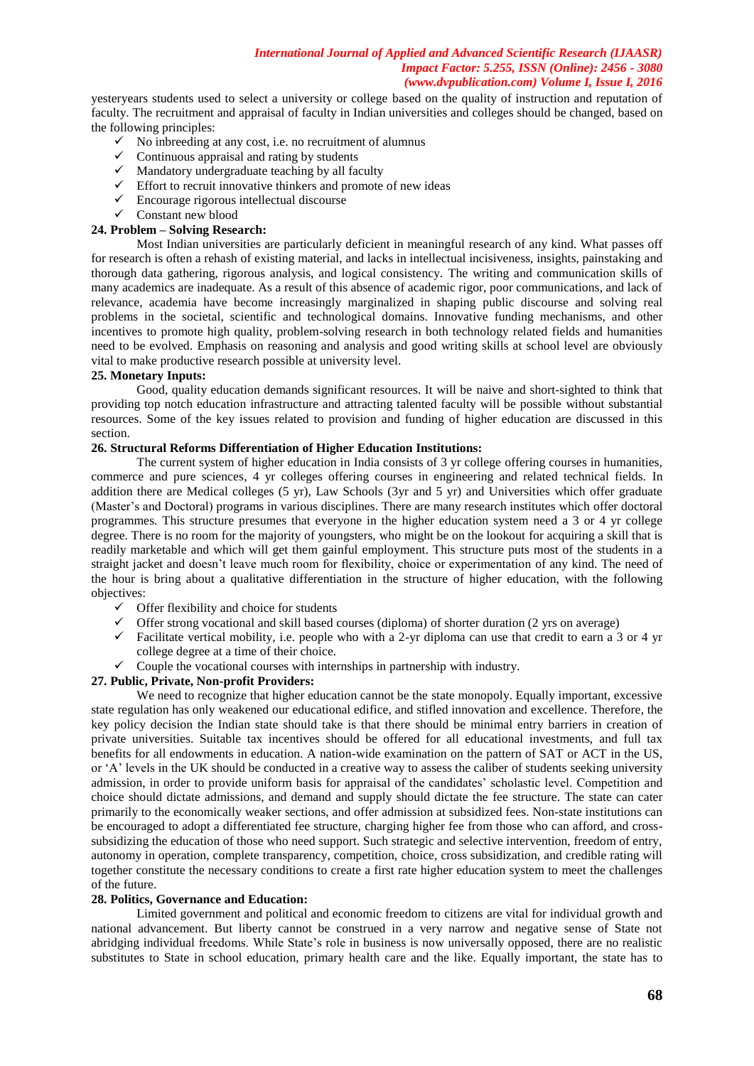yesteryears students used to select a university or college based on the quality of instruction and reputation of faculty. The recruitment and appraisal of faculty in Indian universities and colleges should be changed, based on the following principles:

- ✓ No inbreeding at any cost, i.e. no recruitment of alumnus
- ✓ Continuous appraisal and rating by students
- ✓ Mandatory undergraduate teaching by all faculty
- ✓ Effort to recruit innovative thinkers and promote of new ideas
- ✓ Encourage rigorous intellectual discourse
- ✓ Constant new blood

**24. Problem – Solving Research:**

Most Indian universities are particularly deficient in meaningful research of any kind. What passes off for research is often a rehash of existing material, and lacks in intellectual incisiveness, insights, painstaking and thorough data gathering, rigorous analysis, and logical consistency. The writing and communication skills of many academics are inadequate. As a result of this absence of academic rigor, poor communications, and lack of relevance, academia have become increasingly marginalized in shaping public discourse and solving real problems in the societal, scientific and technological domains. Innovative funding mechanisms, and other incentives to promote high quality, problem-solving research in both technology related fields and humanities need to be evolved. Emphasis on reasoning and analysis and good writing skills at school level are obviously vital to make productive research possible at university level.

**25. Monetary Inputs:**

Good, quality education demands significant resources. It will be naive and short-sighted to think that providing top notch education infrastructure and attracting talented faculty will be possible without substantial resources. Some of the key issues related to provision and funding of higher education are discussed in this section.

**26. Structural Reforms Differentiation of Higher Education Institutions:**

The current system of higher education in India consists of 3 yr college offering courses in humanities, commerce and pure sciences, 4 yr colleges offering courses in engineering and related technical fields. In addition there are Medical colleges (5 yr), Law Schools (3yr and 5 yr) and Universities which offer graduate (Master's and Doctoral) programs in various disciplines. There are many research institutes which offer doctoral programmes. This structure presumes that everyone in the higher education system need a 3 or 4 yr college degree. There is no room for the majority of youngsters, who might be on the lookout for acquiring a skill that is readily marketable and which will get them gainful employment. This structure puts most of the students in a straight jacket and doesn't leave much room for flexibility, choice or experimentation of any kind. The need of the hour is bring about a qualitative differentiation in the structure of higher education, with the following objectives:

- ✓ Offer flexibility and choice for students
- ✓ Offer strong vocational and skill based courses (diploma) of shorter duration (2 yrs on average)
- ✓ Facilitate vertical mobility, i.e. people who with a 2-yr diploma can use that credit to earn a 3 or 4 yr college degree at a time of their choice.
- ✓ Couple the vocational courses with internships in partnership with industry.

**27. Public, Private, Non-profit Providers:**

We need to recognize that higher education cannot be the state monopoly. Equally important, excessive state regulation has only weakened our educational edifice, and stifled innovation and excellence. Therefore, the key policy decision the Indian state should take is that there should be minimal entry barriers in creation of private universities. Suitable tax incentives should be offered for all educational investments, and full tax benefits for all endowments in education. A nation-wide examination on the pattern of SAT or ACT in the US, or 'A' levels in the UK should be conducted in a creative way to assess the caliber of students seeking university admission, in order to provide uniform basis for appraisal of the candidates' scholastic level. Competition and choice should dictate admissions, and demand and supply should dictate the fee structure. The state can cater primarily to the economically weaker sections, and offer admission at subsidized fees. Non-state institutions can be encouraged to adopt a differentiated fee structure, charging higher fee from those who can afford, and cross-subsidizing the education of those who need support. Such strategic and selective intervention, freedom of entry, autonomy in operation, complete transparency, competition, choice, cross subsidization, and credible rating will together constitute the necessary conditions to create a first rate higher education system to meet the challenges of the future.

**28. Politics, Governance and Education:**

Limited government and political and economic freedom to citizens are vital for individual growth and national advancement. But liberty cannot be construed in a very narrow and negative sense of State not abridging individual freedoms. While State's role in business is now universally opposed, there are no realistic substitutes to State in school education, primary health care and the like. Equally important, the state has to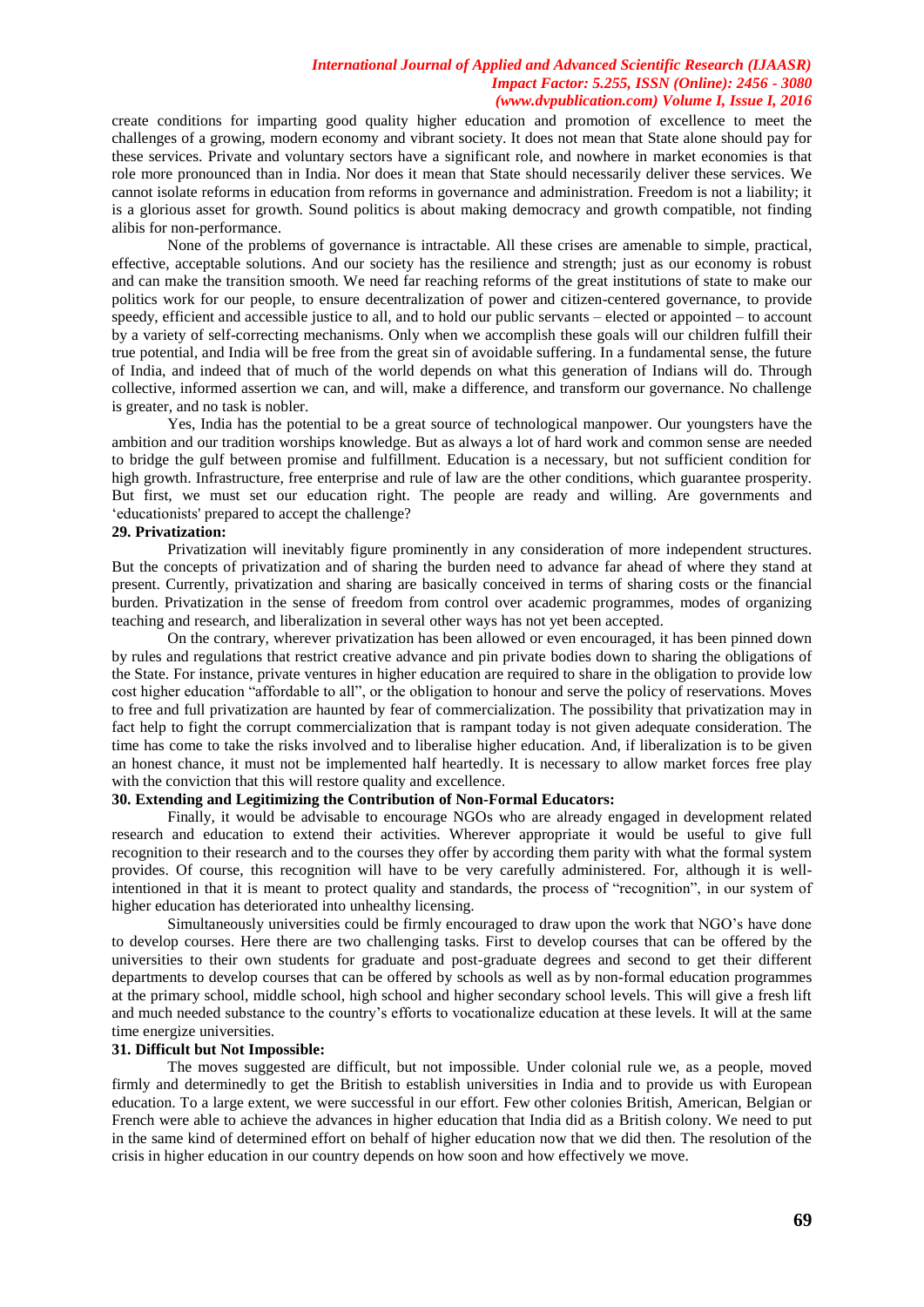create conditions for imparting good quality higher education and promotion of excellence to meet the challenges of a growing, modern economy and vibrant society. It does not mean that State alone should pay for these services. Private and voluntary sectors have a significant role, and nowhere in market economies is that role more pronounced than in India. Nor does it mean that State should necessarily deliver these services. We cannot isolate reforms in education from reforms in governance and administration. Freedom is not a liability; it is a glorious asset for growth. Sound politics is about making democracy and growth compatible, not finding alibis for non-performance.

None of the problems of governance is intractable. All these crises are amenable to simple, practical, effective, acceptable solutions. And our society has the resilience and strength; just as our economy is robust and can make the transition smooth. We need far reaching reforms of the great institutions of state to make our politics work for our people, to ensure decentralization of power and citizen-centered governance, to provide speedy, efficient and accessible justice to all, and to hold our public servants – elected or appointed – to account by a variety of self-correcting mechanisms. Only when we accomplish these goals will our children fulfill their true potential, and India will be free from the great sin of avoidable suffering. In a fundamental sense, the future of India, and indeed that of much of the world depends on what this generation of Indians will do. Through collective, informed assertion we can, and will, make a difference, and transform our governance. No challenge is greater, and no task is nobler.

Yes, India has the potential to be a great source of technological manpower. Our youngsters have the ambition and our tradition worships knowledge. But as always a lot of hard work and common sense are needed to bridge the gulf between promise and fulfillment. Education is a necessary, but not sufficient condition for high growth. Infrastructure, free enterprise and rule of law are the other conditions, which guarantee prosperity. But first, we must set our education right. The people are ready and willing. Are governments and 'educationists' prepared to accept the challenge?

**29. Privatization:**

Privatization will inevitably figure prominently in any consideration of more independent structures. But the concepts of privatization and of sharing the burden need to advance far ahead of where they stand at present. Currently, privatization and sharing are basically conceived in terms of sharing costs or the financial burden. Privatization in the sense of freedom from control over academic programmes, modes of organizing teaching and research, and liberalization in several other ways has not yet been accepted.

On the contrary, wherever privatization has been allowed or even encouraged, it has been pinned down by rules and regulations that restrict creative advance and pin private bodies down to sharing the obligations of the State. For instance, private ventures in higher education are required to share in the obligation to provide low cost higher education "affordable to all", or the obligation to honour and serve the policy of reservations. Moves to free and full privatization are haunted by fear of commercialization. The possibility that privatization may in fact help to fight the corrupt commercialization that is rampant today is not given adequate consideration. The time has come to take the risks involved and to liberalise higher education. And, if liberalization is to be given an honest chance, it must not be implemented half heartedly. It is necessary to allow market forces free play with the conviction that this will restore quality and excellence.

**30. Extending and Legitimizing the Contribution of Non-Formal Educators:**

Finally, it would be advisable to encourage NGOs who are already engaged in development related research and education to extend their activities. Wherever appropriate it would be useful to give full recognition to their research and to the courses they offer by according them parity with what the formal system provides. Of course, this recognition will have to be very carefully administered. For, although it is well-intentioned in that it is meant to protect quality and standards, the process of "recognition", in our system of higher education has deteriorated into unhealthy licensing.

Simultaneously universities could be firmly encouraged to draw upon the work that NGO's have done to develop courses. Here there are two challenging tasks. First to develop courses that can be offered by the universities to their own students for graduate and post-graduate degrees and second to get their different departments to develop courses that can be offered by schools as well as by non-formal education programmes at the primary school, middle school, high school and higher secondary school levels. This will give a fresh lift and much needed substance to the country's efforts to vocationalize education at these levels. It will at the same time energize universities.

**31. Difficult but Not Impossible:**

The moves suggested are difficult, but not impossible. Under colonial rule we, as a people, moved firmly and determinedly to get the British to establish universities in India and to provide us with European education. To a large extent, we were successful in our effort. Few other colonies British, American, Belgian or French were able to achieve the advances in higher education that India did as a British colony. We need to put in the same kind of determined effort on behalf of higher education now that we did then. The resolution of the crisis in higher education in our country depends on how soon and how effectively we move.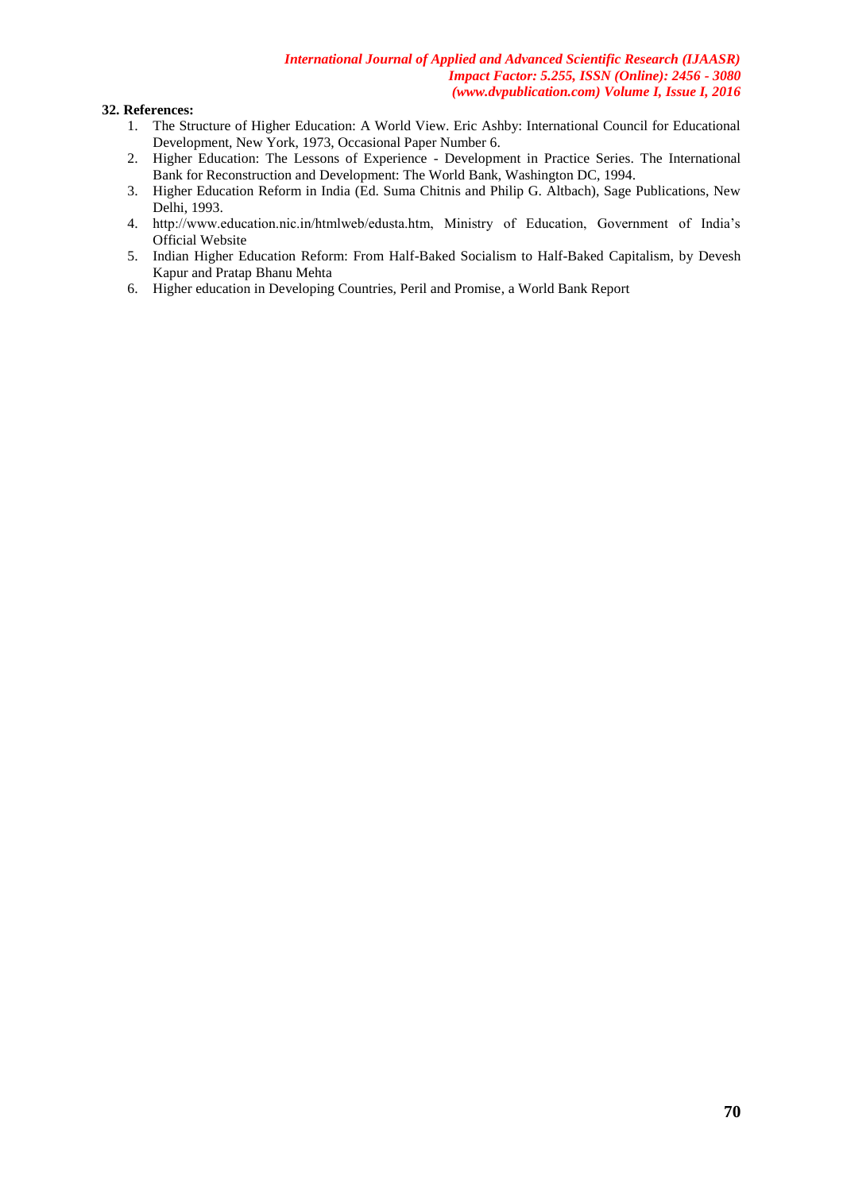## 32. References:

1. The Structure of Higher Education: A World View. Eric Ashby: International Council for Educational Development, New York, 1973, Occasional Paper Number 6.
2. Higher Education: The Lessons of Experience - Development in Practice Series. The International Bank for Reconstruction and Development: The World Bank, Washington DC, 1994.
3. Higher Education Reform in India (Ed. Suma Chitnis and Philip G. Altbach), Sage Publications, New Delhi, 1993.
4. http://www.education.nic.in/htmlweb/edusta.htm, Ministry of Education, Government of India's Official Website
5. Indian Higher Education Reform: From Half-Baked Socialism to Half-Baked Capitalism, by Devesh Kapur and Pratap Bhanu Mehta
6. Higher education in Developing Countries, Peril and Promise, a World Bank Report